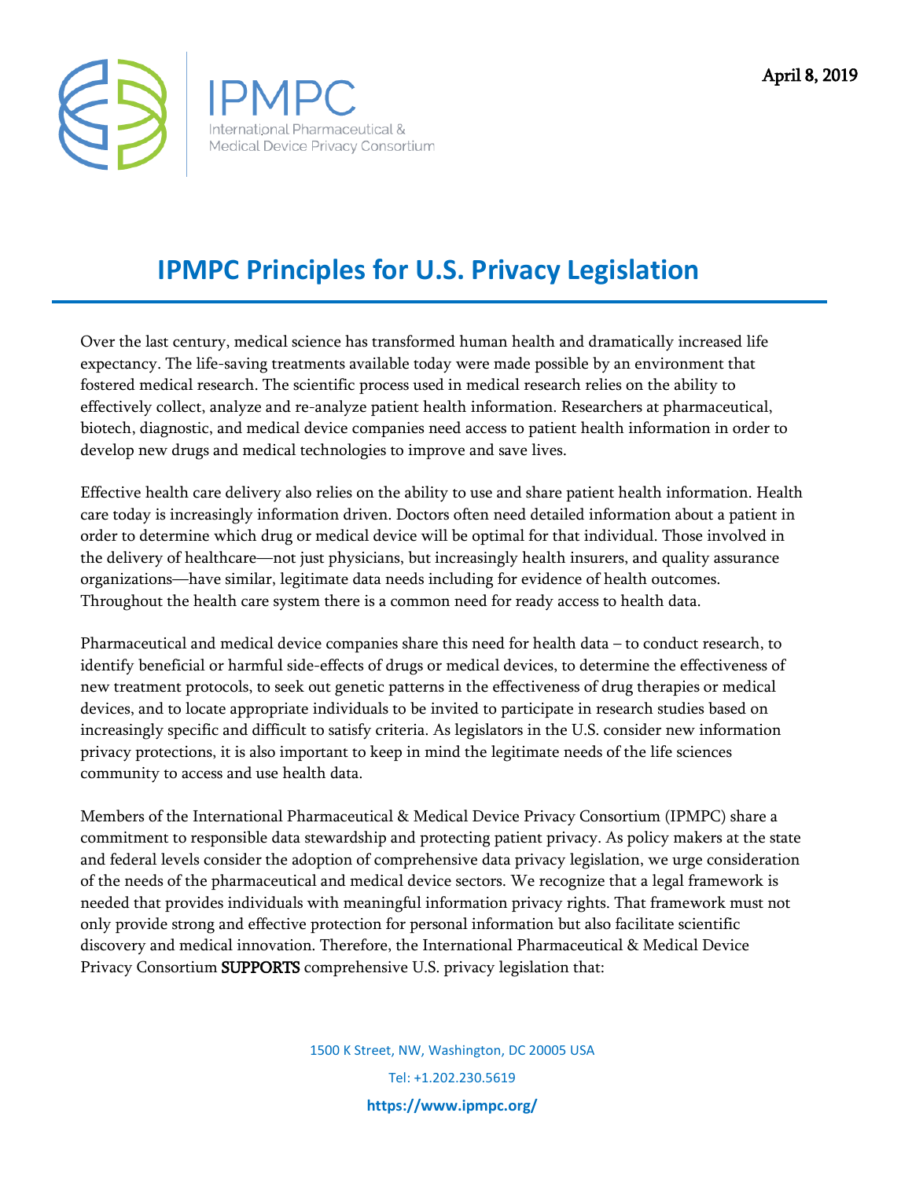IPMPC

International Pharmaceutical & Medical Device Privacy Consortium

April 8, 2019

# IPMPC Principles for U.S. Privacy Legislation

Over the last century, medical science has transformed human health and dramatically increased life expectancy. The life-saving treatments available today were made possible by an environment that fostered medical research. The scientific process used in medical research relies on the ability to effectively collect, analyze and re-analyze patient health information. Researchers at pharmaceutical, biotech, diagnostic, and medical device companies need access to patient health information in order to develop new drugs and medical technologies to improve and save lives.

Effective health care delivery also relies on the ability to use and share patient health information. Health care today is increasingly information driven. Doctors often need detailed information about a patient in order to determine which drug or medical device will be optimal for that individual. Those involved in the delivery of healthcare—not just physicians, but increasingly health insurers, and quality assurance organizations—have similar, legitimate data needs including for evidence of health outcomes. Throughout the health care system there is a common need for ready access to health data.

Pharmaceutical and medical device companies share this need for health data – to conduct research, to identify beneficial or harmful side-effects of drugs or medical devices, to determine the effectiveness of new treatment protocols, to seek out genetic patterns in the effectiveness of drug therapies or medical devices, and to locate appropriate individuals to be invited to participate in research studies based on increasingly specific and difficult to satisfy criteria. As legislators in the U.S. consider new information privacy protections, it is also important to keep in mind the legitimate needs of the life sciences community to access and use health data.

Members of the International Pharmaceutical & Medical Device Privacy Consortium (IPMPC) share a commitment to responsible data stewardship and protecting patient privacy. As policy makers at the state and federal levels consider the adoption of comprehensive data privacy legislation, we urge consideration of the needs of the pharmaceutical and medical device sectors. We recognize that a legal framework is needed that provides individuals with meaningful information privacy rights. That framework must not only provide strong and effective protection for personal information but also facilitate scientific discovery and medical innovation. Therefore, the International Pharmaceutical & Medical Device Privacy Consortium SUPPORTS comprehensive U.S. privacy legislation that:

1500 K Street, NW, Washington, DC 20005 USA

Tel: +1.202.230.5619

**https://www.ipmpc.org/**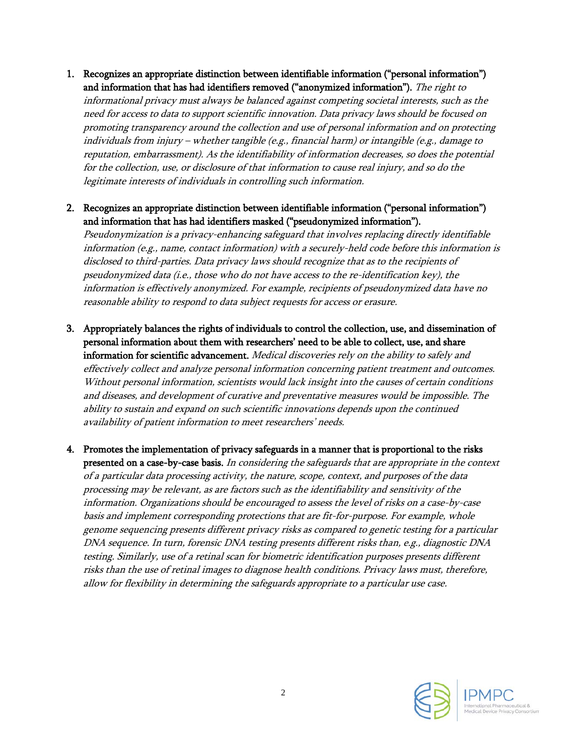1. **Recognizes an appropriate distinction between identifiable information ("personal information") and information that has had identifiers removed ("anonymized information").** *The right to informational privacy must always be balanced against competing societal interests, such as the need for access to data to support scientific innovation. Data privacy laws should be focused on promoting transparency around the collection and use of personal information and on protecting individuals from injury – whether tangible (e.g., financial harm) or intangible (e.g., damage to reputation, embarrassment). As the identifiability of information decreases, so does the potential for the collection, use, or disclosure of that information to cause real injury, and so do the legitimate interests of individuals in controlling such information.*

2. **Recognizes an appropriate distinction between identifiable information ("personal information") and information that has had identifiers masked ("pseudonymized information").** *Pseudonymization is a privacy-enhancing safeguard that involves replacing directly identifiable information (e.g., name, contact information) with a securely-held code before this information is disclosed to third-parties. Data privacy laws should recognize that as to the recipients of pseudonymized data (i.e., those who do not have access to the re-identification key), the information is effectively anonymized. For example, recipients of pseudonymized data have no reasonable ability to respond to data subject requests for access or erasure.*

3. **Appropriately balances the rights of individuals to control the collection, use, and dissemination of personal information about them with researchers' need to be able to collect, use, and share information for scientific advancement.** *Medical discoveries rely on the ability to safely and effectively collect and analyze personal information concerning patient treatment and outcomes. Without personal information, scientists would lack insight into the causes of certain conditions and diseases, and development of curative and preventative measures would be impossible. The ability to sustain and expand on such scientific innovations depends upon the continued availability of patient information to meet researchers' needs.*

4. **Promotes the implementation of privacy safeguards in a manner that is proportional to the risks presented on a case-by-case basis.** *In considering the safeguards that are appropriate in the context of a particular data processing activity, the nature, scope, context, and purposes of the data processing may be relevant, as are factors such as the identifiability and sensitivity of the information. Organizations should be encouraged to assess the level of risks on a case-by-case basis and implement corresponding protections that are fit-for-purpose. For example, whole genome sequencing presents different privacy risks as compared to genetic testing for a particular DNA sequence. In turn, forensic DNA testing presents different risks than, e.g., diagnostic DNA testing. Similarly, use of a retinal scan for biometric identification purposes presents different risks than the use of retinal images to diagnose health conditions. Privacy laws must, therefore, allow for flexibility in determining the safeguards appropriate to a particular use case.*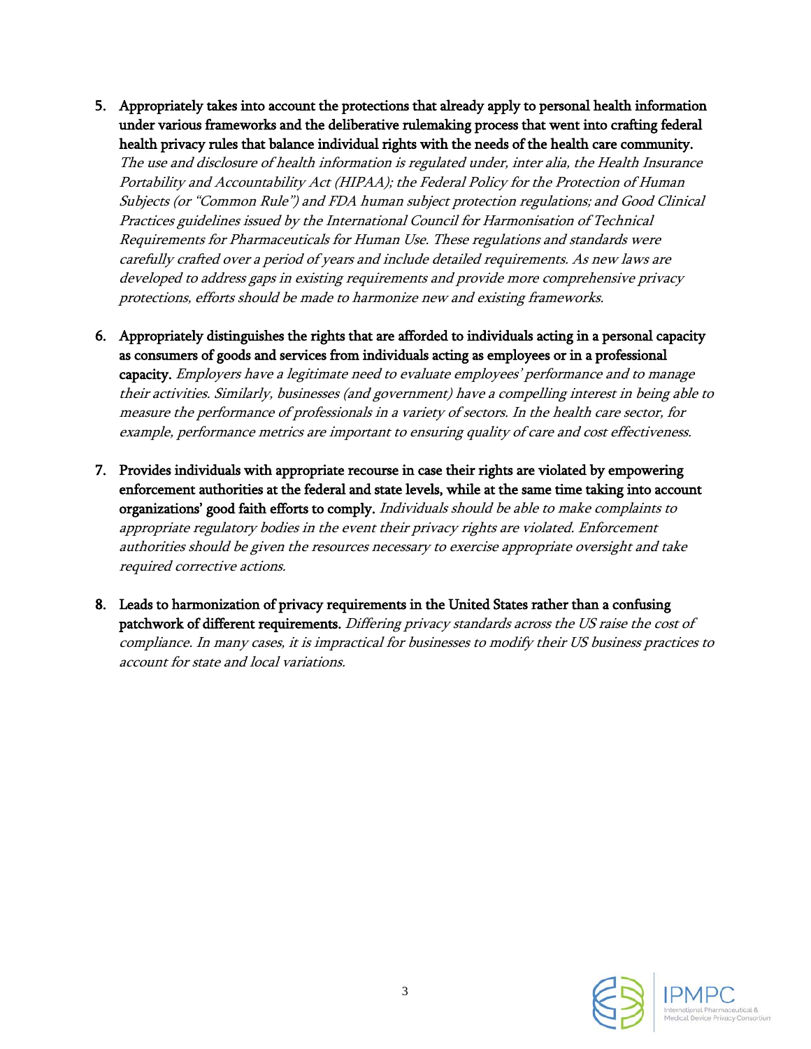5. **Appropriately takes into account the protections that already apply to personal health information under various frameworks and the deliberative rulemaking process that went into crafting federal health privacy rules that balance individual rights with the needs of the health care community.** *The use and disclosure of health information is regulated under, inter alia, the Health Insurance Portability and Accountability Act (HIPAA); the Federal Policy for the Protection of Human Subjects (or "Common Rule") and FDA human subject protection regulations; and Good Clinical Practices guidelines issued by the International Council for Harmonisation of Technical Requirements for Pharmaceuticals for Human Use. These regulations and standards were carefully crafted over a period of years and include detailed requirements. As new laws are developed to address gaps in existing requirements and provide more comprehensive privacy protections, efforts should be made to harmonize new and existing frameworks.*

6. **Appropriately distinguishes the rights that are afforded to individuals acting in a personal capacity as consumers of goods and services from individuals acting as employees or in a professional capacity.** *Employers have a legitimate need to evaluate employees' performance and to manage their activities. Similarly, businesses (and government) have a compelling interest in being able to measure the performance of professionals in a variety of sectors. In the health care sector, for example, performance metrics are important to ensuring quality of care and cost effectiveness.*

7. **Provides individuals with appropriate recourse in case their rights are violated by empowering enforcement authorities at the federal and state levels, while at the same time taking into account organizations' good faith efforts to comply.** *Individuals should be able to make complaints to appropriate regulatory bodies in the event their privacy rights are violated. Enforcement authorities should be given the resources necessary to exercise appropriate oversight and take required corrective actions.*

8. **Leads to harmonization of privacy requirements in the United States rather than a confusing patchwork of different requirements.** *Differing privacy standards across the US raise the cost of compliance. In many cases, it is impractical for businesses to modify their US business practices to account for state and local variations.*